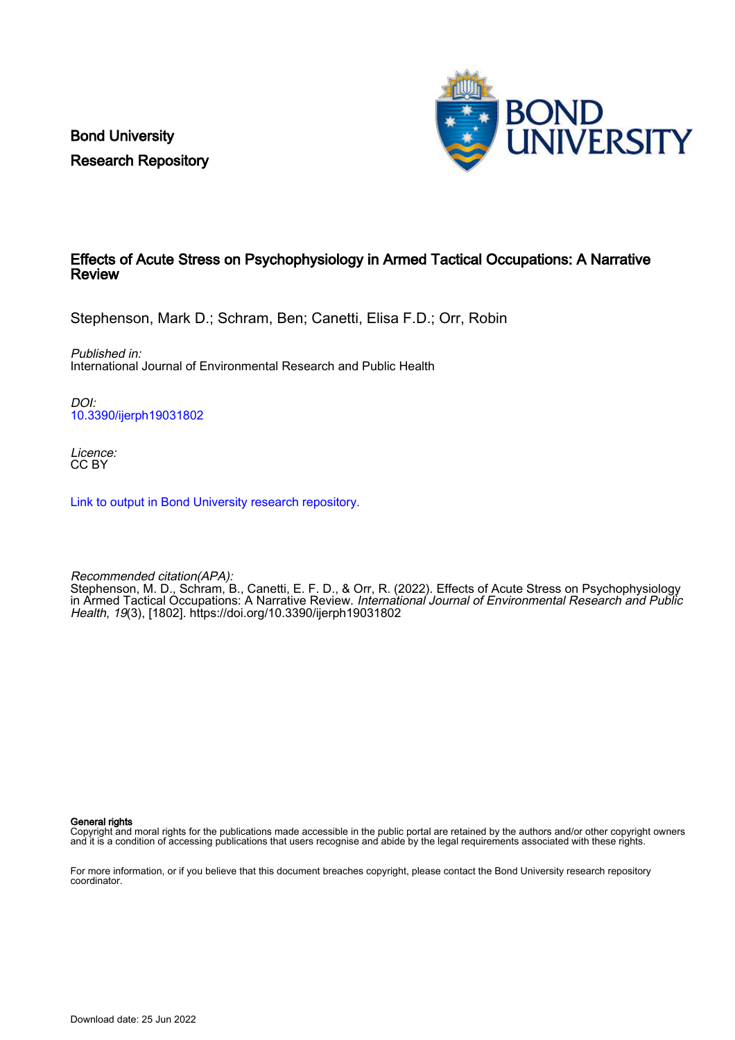Bond University
Research Repository

# Effects of Acute Stress on Psychophysiology in Armed Tactical Occupations: A Narrative Review

Stephenson, Mark D.; Schram, Ben; Canetti, Elisa F.D.; Orr, Robin

*Published in:*
International Journal of Environmental Research and Public Health

*DOI:*
10.3390/ijerph19031802

*Licence:*
CC BY

Link to output in Bond University research repository.

*Recommended citation(APA):*
Stephenson, M. D., Schram, B., Canetti, E. F. D., & Orr, R. (2022). Effects of Acute Stress on Psychophysiology in Armed Tactical Occupations: A Narrative Review. *International Journal of Environmental Research and Public Health*, *19*(3), [1802]. https://doi.org/10.3390/ijerph19031802

**General rights**
Copyright and moral rights for the publications made accessible in the public portal are retained by the authors and/or other copyright owners and it is a condition of accessing publications that users recognise and abide by the legal requirements associated with these rights.

For more information, or if you believe that this document breaches copyright, please contact the Bond University research repository coordinator.

Download date: 25 Jun 2022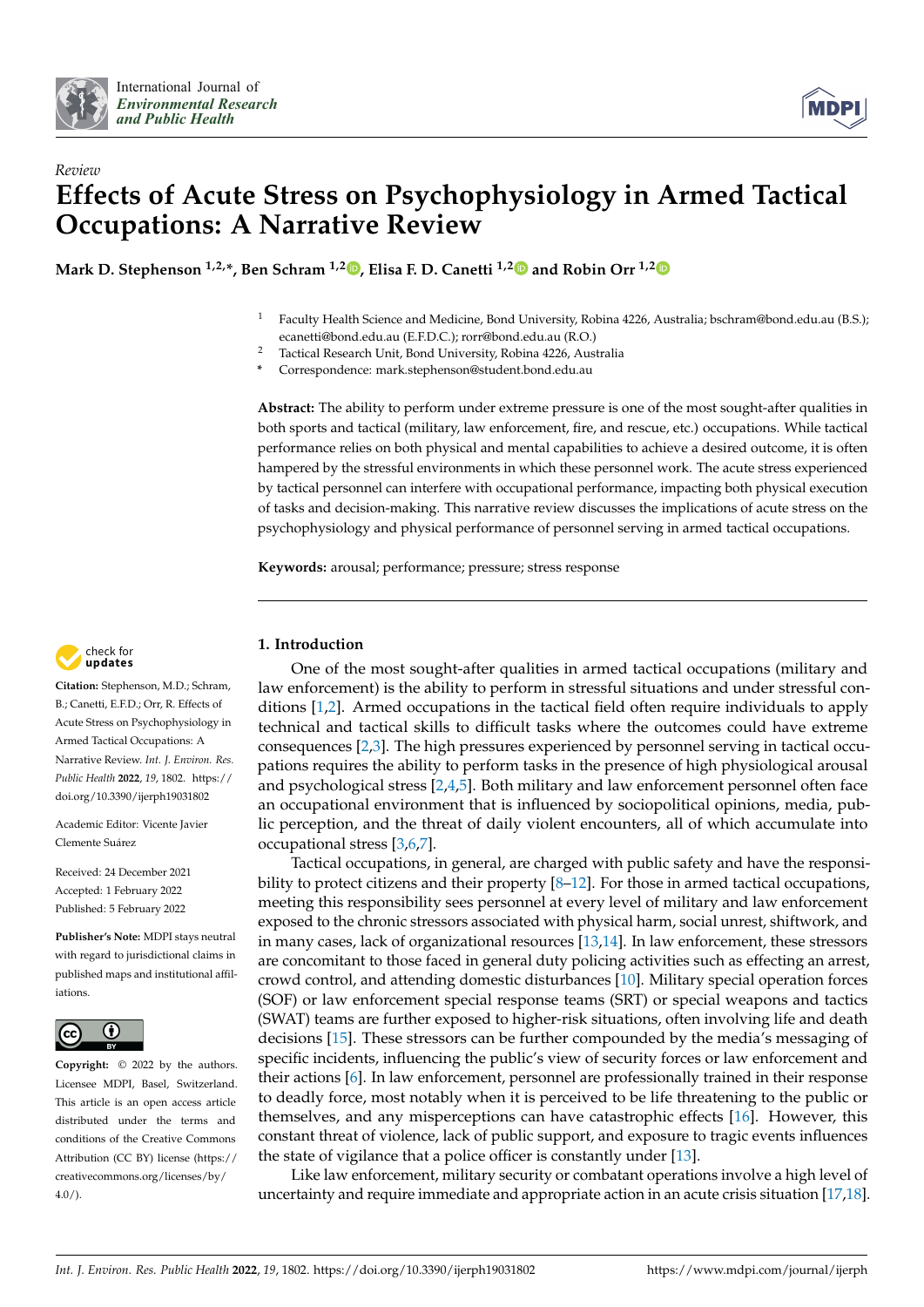International Journal of *Environmental Research and Public Health*

*Review*

# Effects of Acute Stress on Psychophysiology in Armed Tactical Occupations: A Narrative Review

**Mark D. Stephenson [1,2,*], Ben Schram [1,2], Elisa F. D. Canetti [1,2] and Robin Orr [1,2]**

[1] Faculty Health Science and Medicine, Bond University, Robina 4226, Australia; bschram@bond.edu.au (B.S.); ecanetti@bond.edu.au (E.F.D.C.); rorr@bond.edu.au (R.O.)
[2] Tactical Research Unit, Bond University, Robina 4226, Australia
\* Correspondence: mark.stephenson@student.bond.edu.au

**Abstract:** The ability to perform under extreme pressure is one of the most sought-after qualities in both sports and tactical (military, law enforcement, fire, and rescue, etc.) occupations. While tactical performance relies on both physical and mental capabilities to achieve a desired outcome, it is often hampered by the stressful environments in which these personnel work. The acute stress experienced by tactical personnel can interfere with occupational performance, impacting both physical execution of tasks and decision-making. This narrative review discusses the implications of acute stress on the psychophysiology and physical performance of personnel serving in armed tactical occupations.

**Keywords:** arousal; performance; pressure; stress response

**Citation:** Stephenson, M.D.; Schram, B.; Canetti, E.F.D.; Orr, R. Effects of Acute Stress on Psychophysiology in Armed Tactical Occupations: A Narrative Review. *Int. J. Environ. Res. Public Health* **2022**, *19*, 1802. https://doi.org/10.3390/ijerph19031802

Academic Editor: Vicente Javier Clemente Suárez

Received: 24 December 2021
Accepted: 1 February 2022
Published: 5 February 2022

**Publisher's Note:** MDPI stays neutral with regard to jurisdictional claims in published maps and institutional affiliations.

**Copyright:** © 2022 by the authors. Licensee MDPI, Basel, Switzerland. This article is an open access article distributed under the terms and conditions of the Creative Commons Attribution (CC BY) license (https://creativecommons.org/licenses/by/4.0/).

## 1. Introduction

One of the most sought-after qualities in armed tactical occupations (military and law enforcement) is the ability to perform in stressful situations and under stressful conditions [1,2]. Armed occupations in the tactical field often require individuals to apply technical and tactical skills to difficult tasks where the outcomes could have extreme consequences [2,3]. The high pressures experienced by personnel serving in tactical occupations requires the ability to perform tasks in the presence of high physiological arousal and psychological stress [2,4,5]. Both military and law enforcement personnel often face an occupational environment that is influenced by sociopolitical opinions, media, public perception, and the threat of daily violent encounters, all of which accumulate into occupational stress [3,6,7].

Tactical occupations, in general, are charged with public safety and have the responsibility to protect citizens and their property [8–12]. For those in armed tactical occupations, meeting this responsibility sees personnel at every level of military and law enforcement exposed to the chronic stressors associated with physical harm, social unrest, shiftwork, and in many cases, lack of organizational resources [13,14]. In law enforcement, these stressors are concomitant to those faced in general duty policing activities such as effecting an arrest, crowd control, and attending domestic disturbances [10]. Military special operation forces (SOF) or law enforcement special response teams (SRT) or special weapons and tactics (SWAT) teams are further exposed to higher-risk situations, often involving life and death decisions [15]. These stressors can be further compounded by the media's messaging of specific incidents, influencing the public's view of security forces or law enforcement and their actions [6]. In law enforcement, personnel are professionally trained in their response to deadly force, most notably when it is perceived to be life threatening to the public or themselves, and any misperceptions can have catastrophic effects [16]. However, this constant threat of violence, lack of public support, and exposure to tragic events influences the state of vigilance that a police officer is constantly under [13].

Like law enforcement, military security or combatant operations involve a high level of uncertainty and require immediate and appropriate action in an acute crisis situation [17,18].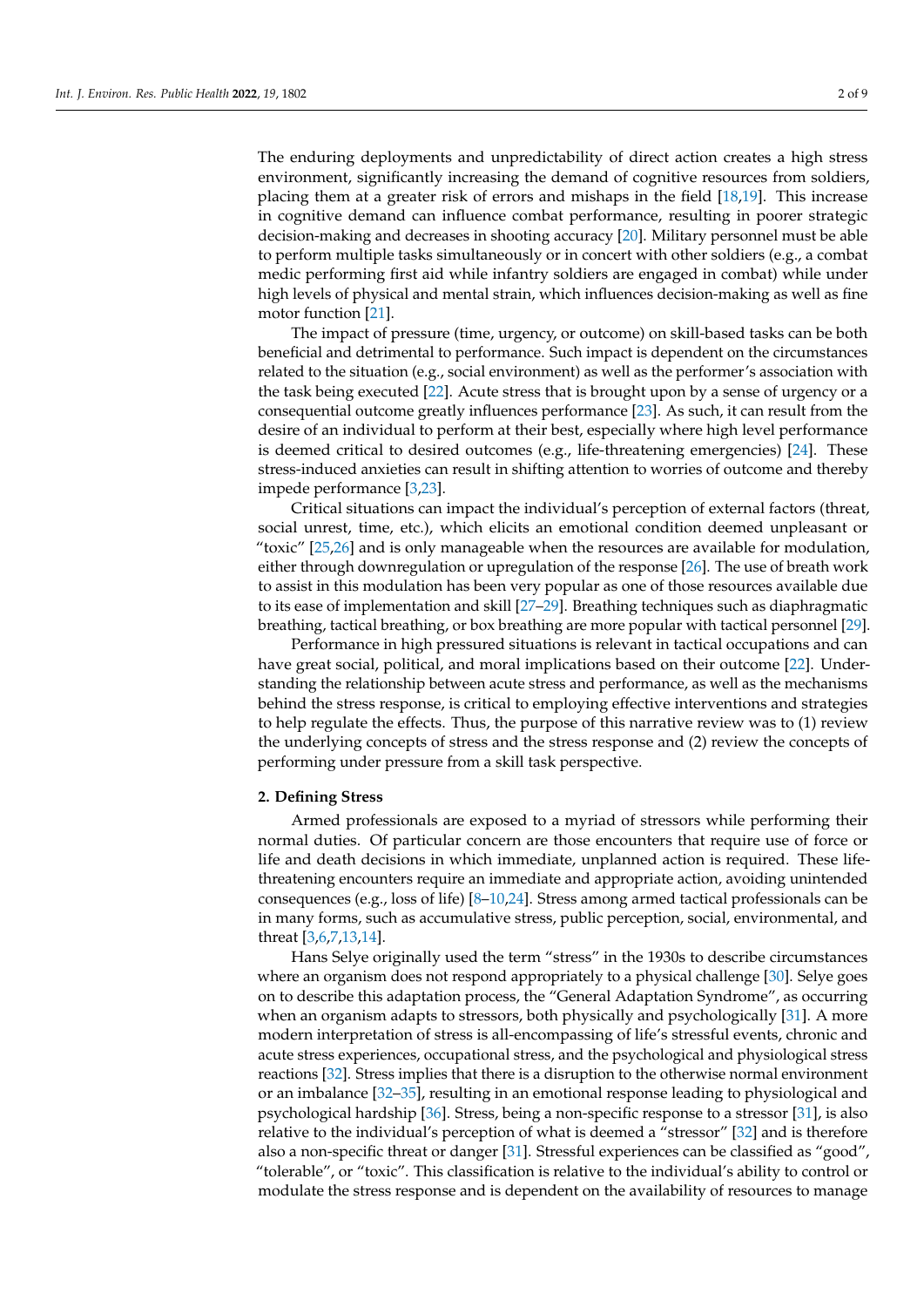The enduring deployments and unpredictability of direct action creates a high stress environment, significantly increasing the demand of cognitive resources from soldiers, placing them at a greater risk of errors and mishaps in the field [18,19]. This increase in cognitive demand can influence combat performance, resulting in poorer strategic decision-making and decreases in shooting accuracy [20]. Military personnel must be able to perform multiple tasks simultaneously or in concert with other soldiers (e.g., a combat medic performing first aid while infantry soldiers are engaged in combat) while under high levels of physical and mental strain, which influences decision-making as well as fine motor function [21].

The impact of pressure (time, urgency, or outcome) on skill-based tasks can be both beneficial and detrimental to performance. Such impact is dependent on the circumstances related to the situation (e.g., social environment) as well as the performer's association with the task being executed [22]. Acute stress that is brought upon by a sense of urgency or a consequential outcome greatly influences performance [23]. As such, it can result from the desire of an individual to perform at their best, especially where high level performance is deemed critical to desired outcomes (e.g., life-threatening emergencies) [24]. These stress-induced anxieties can result in shifting attention to worries of outcome and thereby impede performance [3,23].

Critical situations can impact the individual's perception of external factors (threat, social unrest, time, etc.), which elicits an emotional condition deemed unpleasant or "toxic" [25,26] and is only manageable when the resources are available for modulation, either through downregulation or upregulation of the response [26]. The use of breath work to assist in this modulation has been very popular as one of those resources available due to its ease of implementation and skill [27–29]. Breathing techniques such as diaphragmatic breathing, tactical breathing, or box breathing are more popular with tactical personnel [29].

Performance in high pressured situations is relevant in tactical occupations and can have great social, political, and moral implications based on their outcome [22]. Understanding the relationship between acute stress and performance, as well as the mechanisms behind the stress response, is critical to employing effective interventions and strategies to help regulate the effects. Thus, the purpose of this narrative review was to (1) review the underlying concepts of stress and the stress response and (2) review the concepts of performing under pressure from a skill task perspective.

## 2. Defining Stress

Armed professionals are exposed to a myriad of stressors while performing their normal duties. Of particular concern are those encounters that require use of force or life and death decisions in which immediate, unplanned action is required. These life-threatening encounters require an immediate and appropriate action, avoiding unintended consequences (e.g., loss of life) [8–10,24]. Stress among armed tactical professionals can be in many forms, such as accumulative stress, public perception, social, environmental, and threat [3,6,7,13,14].

Hans Selye originally used the term "stress" in the 1930s to describe circumstances where an organism does not respond appropriately to a physical challenge [30]. Selye goes on to describe this adaptation process, the "General Adaptation Syndrome", as occurring when an organism adapts to stressors, both physically and psychologically [31]. A more modern interpretation of stress is all-encompassing of life's stressful events, chronic and acute stress experiences, occupational stress, and the psychological and physiological stress reactions [32]. Stress implies that there is a disruption to the otherwise normal environment or an imbalance [32–35], resulting in an emotional response leading to physiological and psychological hardship [36]. Stress, being a non-specific response to a stressor [31], is also relative to the individual's perception of what is deemed a "stressor" [32] and is therefore also a non-specific threat or danger [31]. Stressful experiences can be classified as "good", "tolerable", or "toxic". This classification is relative to the individual's ability to control or modulate the stress response and is dependent on the availability of resources to manage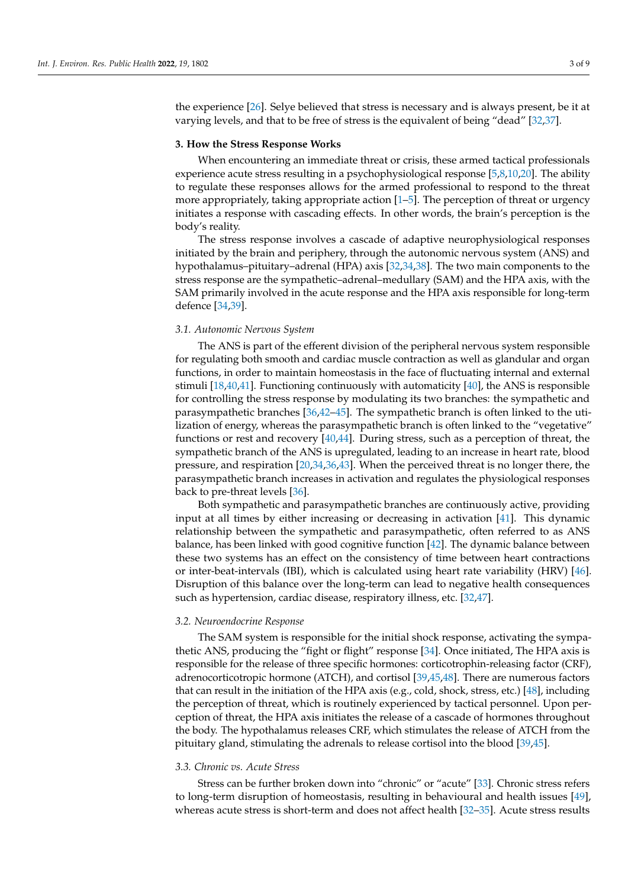the experience [26]. Selye believed that stress is necessary and is always present, be it at varying levels, and that to be free of stress is the equivalent of being "dead" [32,37].

## 3. How the Stress Response Works

When encountering an immediate threat or crisis, these armed tactical professionals experience acute stress resulting in a psychophysiological response [5,8,10,20]. The ability to regulate these responses allows for the armed professional to respond to the threat more appropriately, taking appropriate action [1–5]. The perception of threat or urgency initiates a response with cascading effects. In other words, the brain's perception is the body's reality.

The stress response involves a cascade of adaptive neurophysiological responses initiated by the brain and periphery, through the autonomic nervous system (ANS) and hypothalamus–pituitary–adrenal (HPA) axis [32,34,38]. The two main components to the stress response are the sympathetic–adrenal–medullary (SAM) and the HPA axis, with the SAM primarily involved in the acute response and the HPA axis responsible for long-term defence [34,39].

### 3.1. Autonomic Nervous System

The ANS is part of the efferent division of the peripheral nervous system responsible for regulating both smooth and cardiac muscle contraction as well as glandular and organ functions, in order to maintain homeostasis in the face of fluctuating internal and external stimuli [18,40,41]. Functioning continuously with automaticity [40], the ANS is responsible for controlling the stress response by modulating its two branches: the sympathetic and parasympathetic branches [36,42–45]. The sympathetic branch is often linked to the utilization of energy, whereas the parasympathetic branch is often linked to the "vegetative" functions or rest and recovery [40,44]. During stress, such as a perception of threat, the sympathetic branch of the ANS is upregulated, leading to an increase in heart rate, blood pressure, and respiration [20,34,36,43]. When the perceived threat is no longer there, the parasympathetic branch increases in activation and regulates the physiological responses back to pre-threat levels [36].

Both sympathetic and parasympathetic branches are continuously active, providing input at all times by either increasing or decreasing in activation [41]. This dynamic relationship between the sympathetic and parasympathetic, often referred to as ANS balance, has been linked with good cognitive function [42]. The dynamic balance between these two systems has an effect on the consistency of time between heart contractions or inter-beat-intervals (IBI), which is calculated using heart rate variability (HRV) [46]. Disruption of this balance over the long-term can lead to negative health consequences such as hypertension, cardiac disease, respiratory illness, etc. [32,47].

### 3.2. Neuroendocrine Response

The SAM system is responsible for the initial shock response, activating the sympathetic ANS, producing the "fight or flight" response [34]. Once initiated, The HPA axis is responsible for the release of three specific hormones: corticotrophin-releasing factor (CRF), adrenocorticotropic hormone (ATCH), and cortisol [39,45,48]. There are numerous factors that can result in the initiation of the HPA axis (e.g., cold, shock, stress, etc.) [48], including the perception of threat, which is routinely experienced by tactical personnel. Upon perception of threat, the HPA axis initiates the release of a cascade of hormones throughout the body. The hypothalamus releases CRF, which stimulates the release of ATCH from the pituitary gland, stimulating the adrenals to release cortisol into the blood [39,45].

### 3.3. Chronic vs. Acute Stress

Stress can be further broken down into "chronic" or "acute" [33]. Chronic stress refers to long-term disruption of homeostasis, resulting in behavioural and health issues [49], whereas acute stress is short-term and does not affect health [32–35]. Acute stress results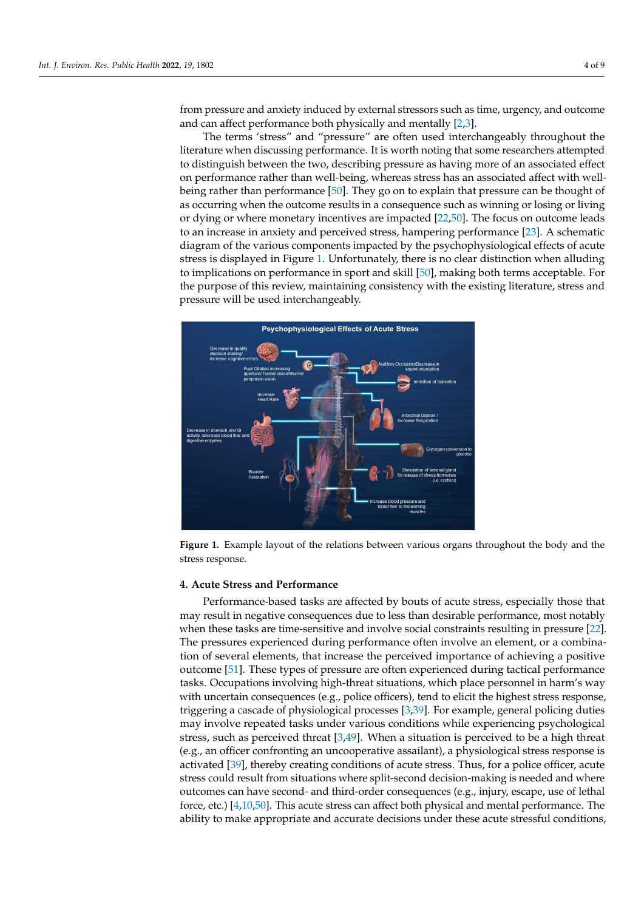from pressure and anxiety induced by external stressors such as time, urgency, and outcome and can affect performance both physically and mentally [2,3].

The terms 'stress" and "pressure" are often used interchangeably throughout the literature when discussing performance. It is worth noting that some researchers attempted to distinguish between the two, describing pressure as having more of an associated effect on performance rather than well-being, whereas stress has an associated affect with well-being rather than performance [50]. They go on to explain that pressure can be thought of as occurring when the outcome results in a consequence such as winning or losing or living or dying or where monetary incentives are impacted [22,50]. The focus on outcome leads to an increase in anxiety and perceived stress, hampering performance [23]. A schematic diagram of the various components impacted by the psychophysiological effects of acute stress is displayed in Figure 1. Unfortunately, there is no clear distinction when alluding to implications on performance in sport and skill [50], making both terms acceptable. For the purpose of this review, maintaining consistency with the existing literature, stress and pressure will be used interchangeably.

**Figure 1.** Example layout of the relations between various organs throughout the body and the stress response.

## 4. Acute Stress and Performance

Performance-based tasks are affected by bouts of acute stress, especially those that may result in negative consequences due to less than desirable performance, most notably when these tasks are time-sensitive and involve social constraints resulting in pressure [22]. The pressures experienced during performance often involve an element, or a combination of several elements, that increase the perceived importance of achieving a positive outcome [51]. These types of pressure are often experienced during tactical performance tasks. Occupations involving high-threat situations, which place personnel in harm's way with uncertain consequences (e.g., police officers), tend to elicit the highest stress response, triggering a cascade of physiological processes [3,39]. For example, general policing duties may involve repeated tasks under various conditions while experiencing psychological stress, such as perceived threat [3,49]. When a situation is perceived to be a high threat (e.g., an officer confronting an uncooperative assailant), a physiological stress response is activated [39], thereby creating conditions of acute stress. Thus, for a police officer, acute stress could result from situations where split-second decision-making is needed and where outcomes can have second- and third-order consequences (e.g., injury, escape, use of lethal force, etc.) [4,10,50]. This acute stress can affect both physical and mental performance. The ability to make appropriate and accurate decisions under these acute stressful conditions,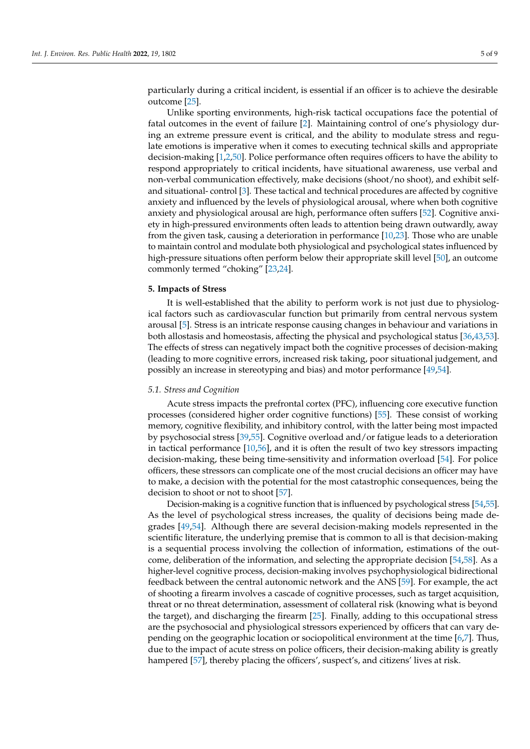particularly during a critical incident, is essential if an officer is to achieve the desirable outcome [25].

Unlike sporting environments, high-risk tactical occupations face the potential of fatal outcomes in the event of failure [2]. Maintaining control of one's physiology during an extreme pressure event is critical, and the ability to modulate stress and regulate emotions is imperative when it comes to executing technical skills and appropriate decision-making [1,2,50]. Police performance often requires officers to have the ability to respond appropriately to critical incidents, have situational awareness, use verbal and non-verbal communication effectively, make decisions (shoot/no shoot), and exhibit self- and situational- control [3]. These tactical and technical procedures are affected by cognitive anxiety and influenced by the levels of physiological arousal, where when both cognitive anxiety and physiological arousal are high, performance often suffers [52]. Cognitive anxiety in high-pressured environments often leads to attention being drawn outwardly, away from the given task, causing a deterioration in performance [10,23]. Those who are unable to maintain control and modulate both physiological and psychological states influenced by high-pressure situations often perform below their appropriate skill level [50], an outcome commonly termed "choking" [23,24].

## 5. Impacts of Stress

It is well-established that the ability to perform work is not just due to physiological factors such as cardiovascular function but primarily from central nervous system arousal [5]. Stress is an intricate response causing changes in behaviour and variations in both allostasis and homeostasis, affecting the physical and psychological status [36,43,53]. The effects of stress can negatively impact both the cognitive processes of decision-making (leading to more cognitive errors, increased risk taking, poor situational judgement, and possibly an increase in stereotyping and bias) and motor performance [49,54].

### *5.1. Stress and Cognition*

Acute stress impacts the prefrontal cortex (PFC), influencing core executive function processes (considered higher order cognitive functions) [55]. These consist of working memory, cognitive flexibility, and inhibitory control, with the latter being most impacted by psychosocial stress [39,55]. Cognitive overload and/or fatigue leads to a deterioration in tactical performance [10,56], and it is often the result of two key stressors impacting decision-making, these being time-sensitivity and information overload [54]. For police officers, these stressors can complicate one of the most crucial decisions an officer may have to make, a decision with the potential for the most catastrophic consequences, being the decision to shoot or not to shoot [57].

Decision-making is a cognitive function that is influenced by psychological stress [54,55]. As the level of psychological stress increases, the quality of decisions being made degrades [49,54]. Although there are several decision-making models represented in the scientific literature, the underlying premise that is common to all is that decision-making is a sequential process involving the collection of information, estimations of the outcome, deliberation of the information, and selecting the appropriate decision [54,58]. As a higher-level cognitive process, decision-making involves psychophysiological bidirectional feedback between the central autonomic network and the ANS [59]. For example, the act of shooting a firearm involves a cascade of cognitive processes, such as target acquisition, threat or no threat determination, assessment of collateral risk (knowing what is beyond the target), and discharging the firearm [25]. Finally, adding to this occupational stress are the psychosocial and physiological stressors experienced by officers that can vary depending on the geographic location or sociopolitical environment at the time [6,7]. Thus, due to the impact of acute stress on police officers, their decision-making ability is greatly hampered [57], thereby placing the officers', suspect's, and citizens' lives at risk.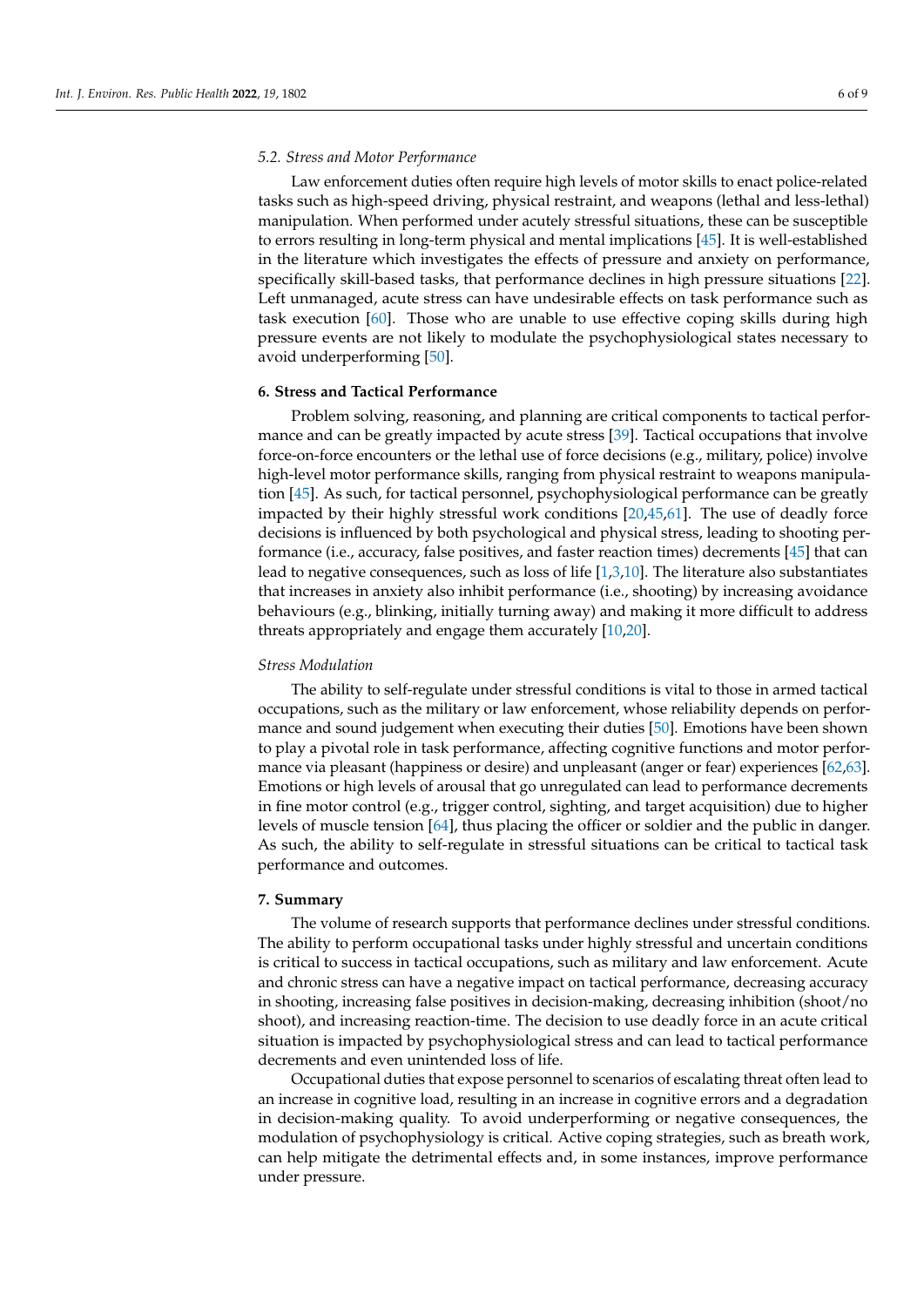### 5.2. Stress and Motor Performance

Law enforcement duties often require high levels of motor skills to enact police-related tasks such as high-speed driving, physical restraint, and weapons (lethal and less-lethal) manipulation. When performed under acutely stressful situations, these can be susceptible to errors resulting in long-term physical and mental implications [45]. It is well-established in the literature which investigates the effects of pressure and anxiety on performance, specifically skill-based tasks, that performance declines in high pressure situations [22]. Left unmanaged, acute stress can have undesirable effects on task performance such as task execution [60]. Those who are unable to use effective coping skills during high pressure events are not likely to modulate the psychophysiological states necessary to avoid underperforming [50].

## 6. Stress and Tactical Performance

Problem solving, reasoning, and planning are critical components to tactical performance and can be greatly impacted by acute stress [39]. Tactical occupations that involve force-on-force encounters or the lethal use of force decisions (e.g., military, police) involve high-level motor performance skills, ranging from physical restraint to weapons manipulation [45]. As such, for tactical personnel, psychophysiological performance can be greatly impacted by their highly stressful work conditions [20,45,61]. The use of deadly force decisions is influenced by both psychological and physical stress, leading to shooting performance (i.e., accuracy, false positives, and faster reaction times) decrements [45] that can lead to negative consequences, such as loss of life [1,3,10]. The literature also substantiates that increases in anxiety also inhibit performance (i.e., shooting) by increasing avoidance behaviours (e.g., blinking, initially turning away) and making it more difficult to address threats appropriately and engage them accurately [10,20].

### Stress Modulation

The ability to self-regulate under stressful conditions is vital to those in armed tactical occupations, such as the military or law enforcement, whose reliability depends on performance and sound judgement when executing their duties [50]. Emotions have been shown to play a pivotal role in task performance, affecting cognitive functions and motor performance via pleasant (happiness or desire) and unpleasant (anger or fear) experiences [62,63]. Emotions or high levels of arousal that go unregulated can lead to performance decrements in fine motor control (e.g., trigger control, sighting, and target acquisition) due to higher levels of muscle tension [64], thus placing the officer or soldier and the public in danger. As such, the ability to self-regulate in stressful situations can be critical to tactical task performance and outcomes.

## 7. Summary

The volume of research supports that performance declines under stressful conditions. The ability to perform occupational tasks under highly stressful and uncertain conditions is critical to success in tactical occupations, such as military and law enforcement. Acute and chronic stress can have a negative impact on tactical performance, decreasing accuracy in shooting, increasing false positives in decision-making, decreasing inhibition (shoot/no shoot), and increasing reaction-time. The decision to use deadly force in an acute critical situation is impacted by psychophysiological stress and can lead to tactical performance decrements and even unintended loss of life.

Occupational duties that expose personnel to scenarios of escalating threat often lead to an increase in cognitive load, resulting in an increase in cognitive errors and a degradation in decision-making quality. To avoid underperforming or negative consequences, the modulation of psychophysiology is critical. Active coping strategies, such as breath work, can help mitigate the detrimental effects and, in some instances, improve performance under pressure.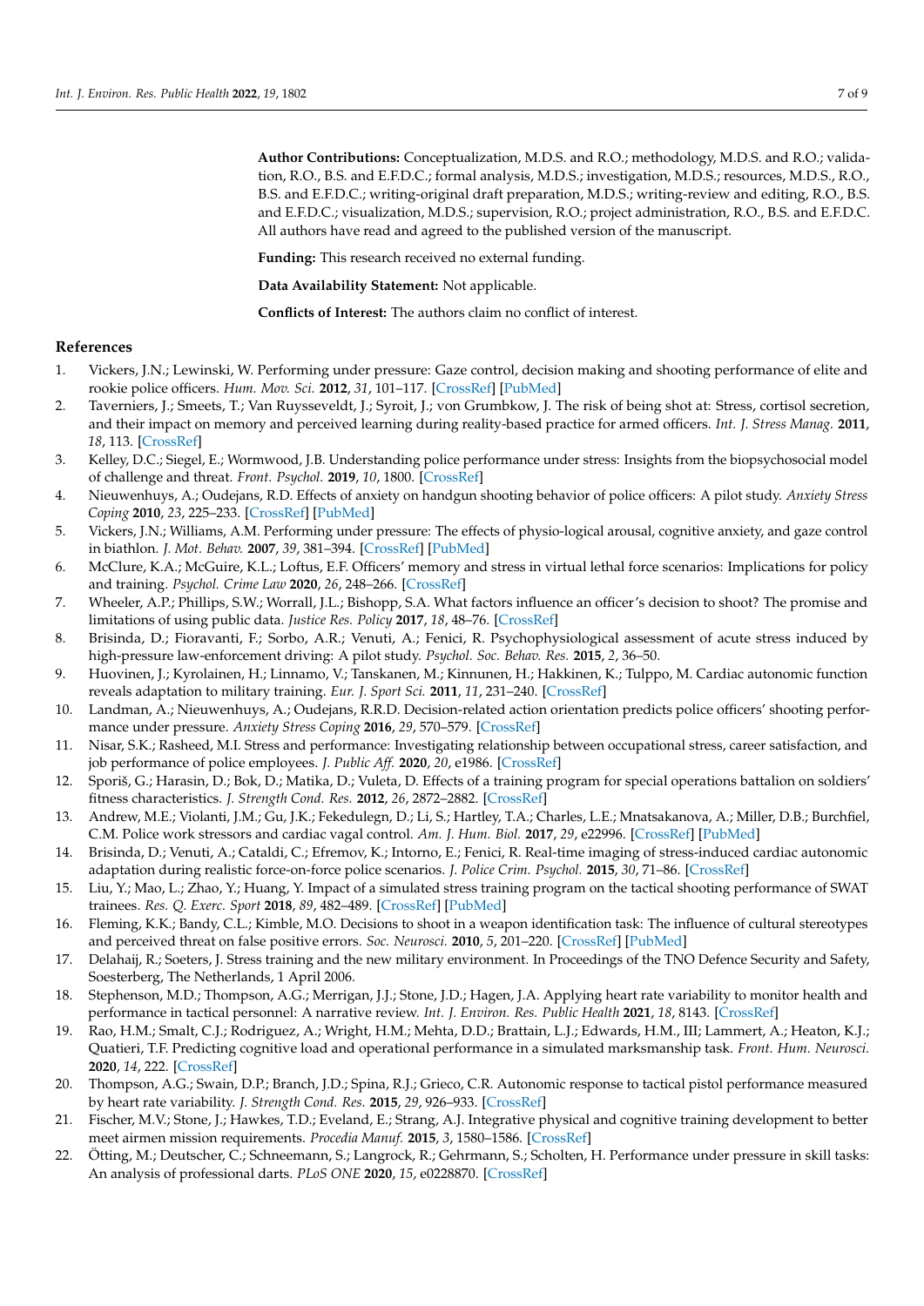**Author Contributions:** Conceptualization, M.D.S. and R.O.; methodology, M.D.S. and R.O.; validation, R.O., B.S. and E.F.D.C.; formal analysis, M.D.S.; investigation, M.D.S.; resources, M.D.S., R.O., B.S. and E.F.D.C.; writing-original draft preparation, M.D.S.; writing-review and editing, R.O., B.S. and E.F.D.C.; visualization, M.D.S.; supervision, R.O.; project administration, R.O., B.S. and E.F.D.C. All authors have read and agreed to the published version of the manuscript.

**Funding:** This research received no external funding.

**Data Availability Statement:** Not applicable.

**Conflicts of Interest:** The authors claim no conflict of interest.

## References

1. Vickers, J.N.; Lewinski, W. Performing under pressure: Gaze control, decision making and shooting performance of elite and rookie police officers. *Hum. Mov. Sci.* **2012**, *31*, 101–117. [CrossRef] [PubMed]
2. Taverniers, J.; Smeets, T.; Van Ruysseveldt, J.; Syroit, J.; von Grumbkow, J. The risk of being shot at: Stress, cortisol secretion, and their impact on memory and perceived learning during reality-based practice for armed officers. *Int. J. Stress Manag.* **2011**, *18*, 113. [CrossRef]
3. Kelley, D.C.; Siegel, E.; Wormwood, J.B. Understanding police performance under stress: Insights from the biopsychosocial model of challenge and threat. *Front. Psychol.* **2019**, *10*, 1800. [CrossRef]
4. Nieuwenhuys, A.; Oudejans, R.D. Effects of anxiety on handgun shooting behavior of police officers: A pilot study. *Anxiety Stress Coping* **2010**, *23*, 225–233. [CrossRef] [PubMed]
5. Vickers, J.N.; Williams, A.M. Performing under pressure: The effects of physio-logical arousal, cognitive anxiety, and gaze control in biathlon. *J. Mot. Behav.* **2007**, *39*, 381–394. [CrossRef] [PubMed]
6. McClure, K.A.; McGuire, K.L.; Loftus, E.F. Officers' memory and stress in virtual lethal force scenarios: Implications for policy and training. *Psychol. Crime Law* **2020**, *26*, 248–266. [CrossRef]
7. Wheeler, A.P.; Phillips, S.W.; Worrall, J.L.; Bishopp, S.A. What factors influence an officer's decision to shoot? The promise and limitations of using public data. *Justice Res. Policy* **2017**, *18*, 48–76. [CrossRef]
8. Brisinda, D.; Fioravanti, F.; Sorbo, A.R.; Venuti, A.; Fenici, R. Psychophysiological assessment of acute stress induced by high-pressure law-enforcement driving: A pilot study. *Psychol. Soc. Behav. Res.* **2015**, *2*, 36–50.
9. Huovinen, J.; Kyrolainen, H.; Linnamo, V.; Tanskanen, M.; Kinnunen, H.; Hakkinen, K.; Tulppo, M. Cardiac autonomic function reveals adaptation to military training. *Eur. J. Sport Sci.* **2011**, *11*, 231–240. [CrossRef]
10. Landman, A.; Nieuwenhuys, A.; Oudejans, R.R.D. Decision-related action orientation predicts police officers' shooting performance under pressure. *Anxiety Stress Coping* **2016**, *29*, 570–579. [CrossRef]
11. Nisar, S.K.; Rasheed, M.I. Stress and performance: Investigating relationship between occupational stress, career satisfaction, and job performance of police employees. *J. Public Aff.* **2020**, *20*, e1986. [CrossRef]
12. Sporiš, G.; Harasin, D.; Bok, D.; Matika, D.; Vuleta, D. Effects of a training program for special operations battalion on soldiers' fitness characteristics. *J. Strength Cond. Res.* **2012**, *26*, 2872–2882. [CrossRef]
13. Andrew, M.E.; Violanti, J.M.; Gu, J.K.; Fekedulegn, D.; Li, S.; Hartley, T.A.; Charles, L.E.; Mnatsakanova, A.; Miller, D.B.; Burchfiel, C.M. Police work stressors and cardiac vagal control. *Am. J. Hum. Biol.* **2017**, *29*, e22996. [CrossRef] [PubMed]
14. Brisinda, D.; Venuti, A.; Cataldi, C.; Efremov, K.; Intorno, E.; Fenici, R. Real-time imaging of stress-induced cardiac autonomic adaptation during realistic force-on-force police scenarios. *J. Police Crim. Psychol.* **2015**, *30*, 71–86. [CrossRef]
15. Liu, Y.; Mao, L.; Zhao, Y.; Huang, Y. Impact of a simulated stress training program on the tactical shooting performance of SWAT trainees. *Res. Q. Exerc. Sport* **2018**, *89*, 482–489. [CrossRef] [PubMed]
16. Fleming, K.K.; Bandy, C.L.; Kimble, M.O. Decisions to shoot in a weapon identification task: The influence of cultural stereotypes and perceived threat on false positive errors. *Soc. Neurosci.* **2010**, *5*, 201–220. [CrossRef] [PubMed]
17. Delahaij, R.; Soeters, J. Stress training and the new military environment. In Proceedings of the TNO Defence Security and Safety, Soesterberg, The Netherlands, 1 April 2006.
18. Stephenson, M.D.; Thompson, A.G.; Merrigan, J.J.; Stone, J.D.; Hagen, J.A. Applying heart rate variability to monitor health and performance in tactical personnel: A narrative review. *Int. J. Environ. Res. Public Health* **2021**, *18*, 8143. [CrossRef]
19. Rao, H.M.; Smalt, C.J.; Rodriguez, A.; Wright, H.M.; Mehta, D.D.; Brattain, L.J.; Edwards, H.M., III; Lammert, A.; Heaton, K.J.; Quatieri, T.F. Predicting cognitive load and operational performance in a simulated marksmanship task. *Front. Hum. Neurosci.* **2020**, *14*, 222. [CrossRef]
20. Thompson, A.G.; Swain, D.P.; Branch, J.D.; Spina, R.J.; Grieco, C.R. Autonomic response to tactical pistol performance measured by heart rate variability. *J. Strength Cond. Res.* **2015**, *29*, 926–933. [CrossRef]
21. Fischer, M.V.; Stone, J.; Hawkes, T.D.; Eveland, E.; Strang, A.J. Integrative physical and cognitive training development to better meet airmen mission requirements. *Procedia Manuf.* **2015**, *3*, 1580–1586. [CrossRef]
22. Ötting, M.; Deutscher, C.; Schneemann, S.; Langrock, R.; Gehrmann, S.; Scholten, H. Performance under pressure in skill tasks: An analysis of professional darts. *PLoS ONE* **2020**, *15*, e0228870. [CrossRef]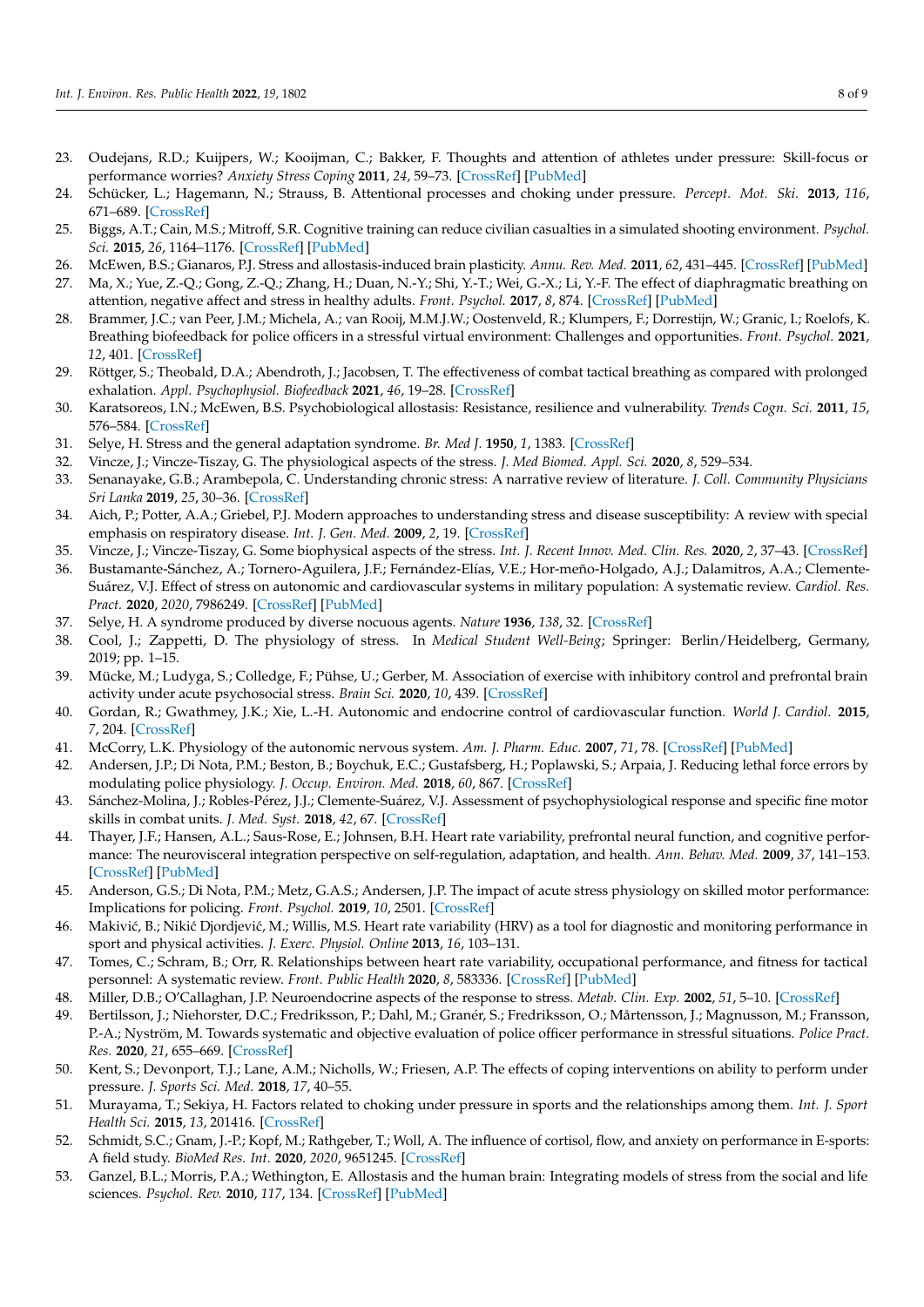23. Oudejans, R.D.; Kuijpers, W.; Kooijman, C.; Bakker, F. Thoughts and attention of athletes under pressure: Skill-focus or performance worries? *Anxiety Stress Coping* **2011**, *24*, 59–73. [CrossRef] [PubMed]
24. Schücker, L.; Hagemann, N.; Strauss, B. Attentional processes and choking under pressure. *Percept. Mot. Ski.* **2013**, *116*, 671–689. [CrossRef]
25. Biggs, A.T.; Cain, M.S.; Mitroff, S.R. Cognitive training can reduce civilian casualties in a simulated shooting environment. *Psychol. Sci.* **2015**, *26*, 1164–1176. [CrossRef] [PubMed]
26. McEwen, B.S.; Gianaros, P.J. Stress and allostasis-induced brain plasticity. *Annu. Rev. Med.* **2011**, *62*, 431–445. [CrossRef] [PubMed]
27. Ma, X.; Yue, Z.-Q.; Gong, Z.-Q.; Zhang, H.; Duan, N.-Y.; Shi, Y.-T.; Wei, G.-X.; Li, Y.-F. The effect of diaphragmatic breathing on attention, negative affect and stress in healthy adults. *Front. Psychol.* **2017**, *8*, 874. [CrossRef] [PubMed]
28. Brammer, J.C.; van Peer, J.M.; Michela, A.; van Rooij, M.M.J.W.; Oostenveld, R.; Klumpers, F.; Dorrestijn, W.; Granic, I.; Roelofs, K. Breathing biofeedback for police officers in a stressful virtual environment: Challenges and opportunities. *Front. Psychol.* **2021**, *12*, 401. [CrossRef]
29. Röttger, S.; Theobald, D.A.; Abendroth, J.; Jacobsen, T. The effectiveness of combat tactical breathing as compared with prolonged exhalation. *Appl. Psychophysiol. Biofeedback* **2021**, *46*, 19–28. [CrossRef]
30. Karatsoreos, I.N.; McEwen, B.S. Psychobiological allostasis: Resistance, resilience and vulnerability. *Trends Cogn. Sci.* **2011**, *15*, 576–584. [CrossRef]
31. Selye, H. Stress and the general adaptation syndrome. *Br. Med J.* **1950**, *1*, 1383. [CrossRef]
32. Vincze, J.; Vincze-Tiszay, G. The physiological aspects of the stress. *J. Med Biomed. Appl. Sci.* **2020**, *8*, 529–534.
33. Senanayake, G.B.; Arambepola, C. Understanding chronic stress: A narrative review of literature. *J. Coll. Community Physicians Sri Lanka* **2019**, *25*, 30–36. [CrossRef]
34. Aich, P.; Potter, A.A.; Griebel, P.J. Modern approaches to understanding stress and disease susceptibility: A review with special emphasis on respiratory disease. *Int. J. Gen. Med.* **2009**, *2*, 19. [CrossRef]
35. Vincze, J.; Vincze-Tiszay, G. Some biophysical aspects of the stress. *Int. J. Recent Innov. Med. Clin. Res.* **2020**, *2*, 37–43. [CrossRef]
36. Bustamante-Sánchez, A.; Tornero-Aguilera, J.F.; Fernández-Elías, V.E.; Hor-meño-Holgado, A.J.; Dalamitros, A.A.; Clemente-Suárez, V.J. Effect of stress on autonomic and cardiovascular systems in military population: A systematic review. *Cardiol. Res. Pract.* **2020**, *2020*, 7986249. [CrossRef] [PubMed]
37. Selye, H. A syndrome produced by diverse nocuous agents. *Nature* **1936**, *138*, 32. [CrossRef]
38. Cool, J.; Zappetti, D. The physiology of stress. In *Medical Student Well-Being*; Springer: Berlin/Heidelberg, Germany, 2019; pp. 1–15.
39. Mücke, M.; Ludyga, S.; Colledge, F.; Pühse, U.; Gerber, M. Association of exercise with inhibitory control and prefrontal brain activity under acute psychosocial stress. *Brain Sci.* **2020**, *10*, 439. [CrossRef]
40. Gordan, R.; Gwathmey, J.K.; Xie, L.-H. Autonomic and endocrine control of cardiovascular function. *World J. Cardiol.* **2015**, *7*, 204. [CrossRef]
41. McCorry, L.K. Physiology of the autonomic nervous system. *Am. J. Pharm. Educ.* **2007**, *71*, 78. [CrossRef] [PubMed]
42. Andersen, J.P.; Di Nota, P.M.; Beston, B.; Boychuk, E.C.; Gustafsberg, H.; Poplawski, S.; Arpaia, J. Reducing lethal force errors by modulating police physiology. *J. Occup. Environ. Med.* **2018**, *60*, 867. [CrossRef]
43. Sánchez-Molina, J.; Robles-Pérez, J.J.; Clemente-Suárez, V.J. Assessment of psychophysiological response and specific fine motor skills in combat units. *J. Med. Syst.* **2018**, *42*, 67. [CrossRef]
44. Thayer, J.F.; Hansen, A.L.; Saus-Rose, E.; Johnsen, B.H. Heart rate variability, prefrontal neural function, and cognitive performance: The neurovisceral integration perspective on self-regulation, adaptation, and health. *Ann. Behav. Med.* **2009**, *37*, 141–153. [CrossRef] [PubMed]
45. Anderson, G.S.; Di Nota, P.M.; Metz, G.A.S.; Andersen, J.P. The impact of acute stress physiology on skilled motor performance: Implications for policing. *Front. Psychol.* **2019**, *10*, 2501. [CrossRef]
46. Makivić, B.; Nikić Djordjević, M.; Willis, M.S. Heart rate variability (HRV) as a tool for diagnostic and monitoring performance in sport and physical activities. *J. Exerc. Physiol. Online* **2013**, *16*, 103–131.
47. Tomes, C.; Schram, B.; Orr, R. Relationships between heart rate variability, occupational performance, and fitness for tactical personnel: A systematic review. *Front. Public Health* **2020**, *8*, 583336. [CrossRef] [PubMed]
48. Miller, D.B.; O'Callaghan, J.P. Neuroendocrine aspects of the response to stress. *Metab. Clin. Exp.* **2002**, *51*, 5–10. [CrossRef]
49. Bertilsson, J.; Niehorster, D.C.; Fredriksson, P.; Dahl, M.; Granér, S.; Fredriksson, O.; Mårtensson, J.; Magnusson, M.; Fransson, P.-A.; Nyström, M. Towards systematic and objective evaluation of police officer performance in stressful situations. *Police Pract. Res.* **2020**, *21*, 655–669. [CrossRef]
50. Kent, S.; Devonport, T.J.; Lane, A.M.; Nicholls, W.; Friesen, A.P. The effects of coping interventions on ability to perform under pressure. *J. Sports Sci. Med.* **2018**, *17*, 40–55.
51. Murayama, T.; Sekiya, H. Factors related to choking under pressure in sports and the relationships among them. *Int. J. Sport Health Sci.* **2015**, *13*, 201416. [CrossRef]
52. Schmidt, S.C.; Gnam, J.-P.; Kopf, M.; Rathgeber, T.; Woll, A. The influence of cortisol, flow, and anxiety on performance in E-sports: A field study. *BioMed Res. Int.* **2020**, *2020*, 9651245. [CrossRef]
53. Ganzel, B.L.; Morris, P.A.; Wethington, E. Allostasis and the human brain: Integrating models of stress from the social and life sciences. *Psychol. Rev.* **2010**, *117*, 134. [CrossRef] [PubMed]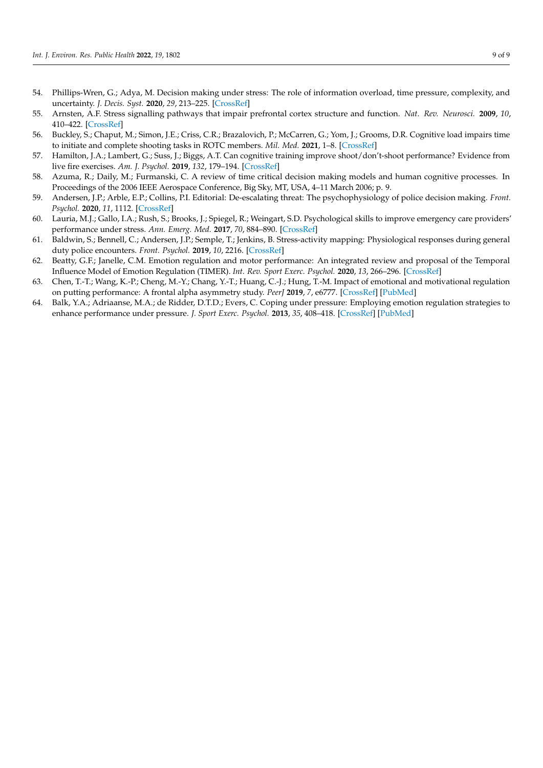54. Phillips-Wren, G.; Adya, M. Decision making under stress: The role of information overload, time pressure, complexity, and uncertainty. *J. Decis. Syst.* **2020**, *29*, 213–225. [CrossRef]
55. Arnsten, A.F. Stress signalling pathways that impair prefrontal cortex structure and function. *Nat. Rev. Neurosci.* **2009**, *10*, 410–422. [CrossRef]
56. Buckley, S.; Chaput, M.; Simon, J.E.; Criss, C.R.; Brazalovich, P.; McCarren, G.; Yom, J.; Grooms, D.R. Cognitive load impairs time to initiate and complete shooting tasks in ROTC members. *Mil. Med.* **2021**, 1–8. [CrossRef]
57. Hamilton, J.A.; Lambert, G.; Suss, J.; Biggs, A.T. Can cognitive training improve shoot/don't-shoot performance? Evidence from live fire exercises. *Am. J. Psychol.* **2019**, *132*, 179–194. [CrossRef]
58. Azuma, R.; Daily, M.; Furmanski, C. A review of time critical decision making models and human cognitive processes. In Proceedings of the 2006 IEEE Aerospace Conference, Big Sky, MT, USA, 4–11 March 2006; p. 9.
59. Andersen, J.P.; Arble, E.P.; Collins, P.I. Editorial: De-escalating threat: The psychophysiology of police decision making. *Front. Psychol.* **2020**, *11*, 1112. [CrossRef]
60. Lauria, M.J.; Gallo, I.A.; Rush, S.; Brooks, J.; Spiegel, R.; Weingart, S.D. Psychological skills to improve emergency care providers' performance under stress. *Ann. Emerg. Med.* **2017**, *70*, 884–890. [CrossRef]
61. Baldwin, S.; Bennell, C.; Andersen, J.P.; Semple, T.; Jenkins, B. Stress-activity mapping: Physiological responses during general duty police encounters. *Front. Psychol.* **2019**, *10*, 2216. [CrossRef]
62. Beatty, G.F.; Janelle, C.M. Emotion regulation and motor performance: An integrated review and proposal of the Temporal Influence Model of Emotion Regulation (TIMER). *Int. Rev. Sport Exerc. Psychol.* **2020**, *13*, 266–296. [CrossRef]
63. Chen, T.-T.; Wang, K.-P.; Cheng, M.-Y.; Chang, Y.-T.; Huang, C.-J.; Hung, T.-M. Impact of emotional and motivational regulation on putting performance: A frontal alpha asymmetry study. *PeerJ* **2019**, *7*, e6777. [CrossRef] [PubMed]
64. Balk, Y.A.; Adriaanse, M.A.; de Ridder, D.T.D.; Evers, C. Coping under pressure: Employing emotion regulation strategies to enhance performance under pressure. *J. Sport Exerc. Psychol.* **2013**, *35*, 408–418. [CrossRef] [PubMed]